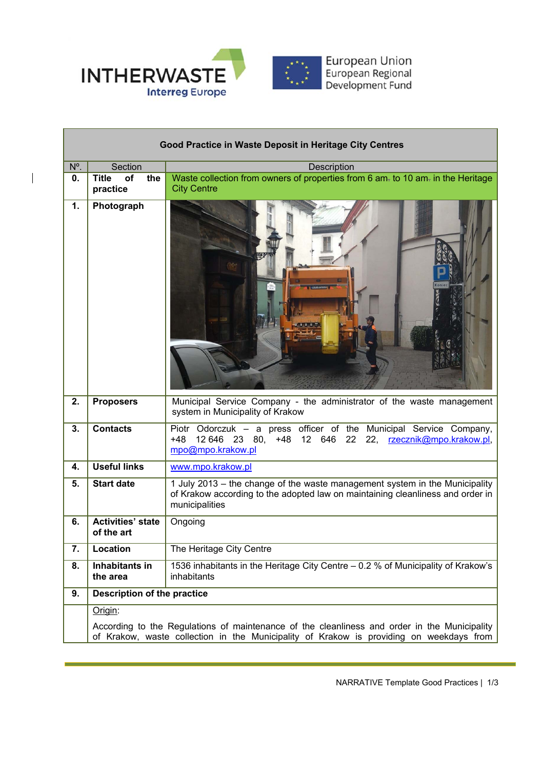INTHERWASTE
Interreg Europe

European Union
European Regional Development Fund

| Good Practice in Waste Deposit in Heritage City Centres | | |
|---|---|---|
| Nº. | Section | Description |
| **0.** | **Title of the practice** | Waste collection from owners of properties from 6 am. to 10 am. in the Heritage City Centre |
| **1.** | **Photograph** | |
| **2.** | **Proposers** | Municipal Service Company - the administrator of the waste management system in Municipality of Krakow |
| **3.** | **Contacts** | Piotr Odorczuk – a press officer of the Municipal Service Company, +48 12 646 23 80, +48 12 646 22 22, rzecznik@mpo.krakow.pl, mpo@mpo.krakow.pl |
| **4.** | **Useful links** | www.mpo.krakow.pl |
| **5.** | **Start date** | 1 July 2013 – the change of the waste management system in the Municipality of Krakow according to the adopted law on maintaining cleanliness and order in municipalities |
| **6.** | **Activities' state of the art** | Ongoing |
| **7.** | **Location** | The Heritage City Centre |
| **8.** | **Inhabitants in the area** | 1536 inhabitants in the Heritage City Centre – 0.2 % of Municipality of Krakow's inhabitants |
| **9.** | **Description of the practice** | |

Origin:

According to the Regulations of maintenance of the cleanliness and order in the Municipality of Krakow, waste collection in the Municipality of Krakow is providing on weekdays from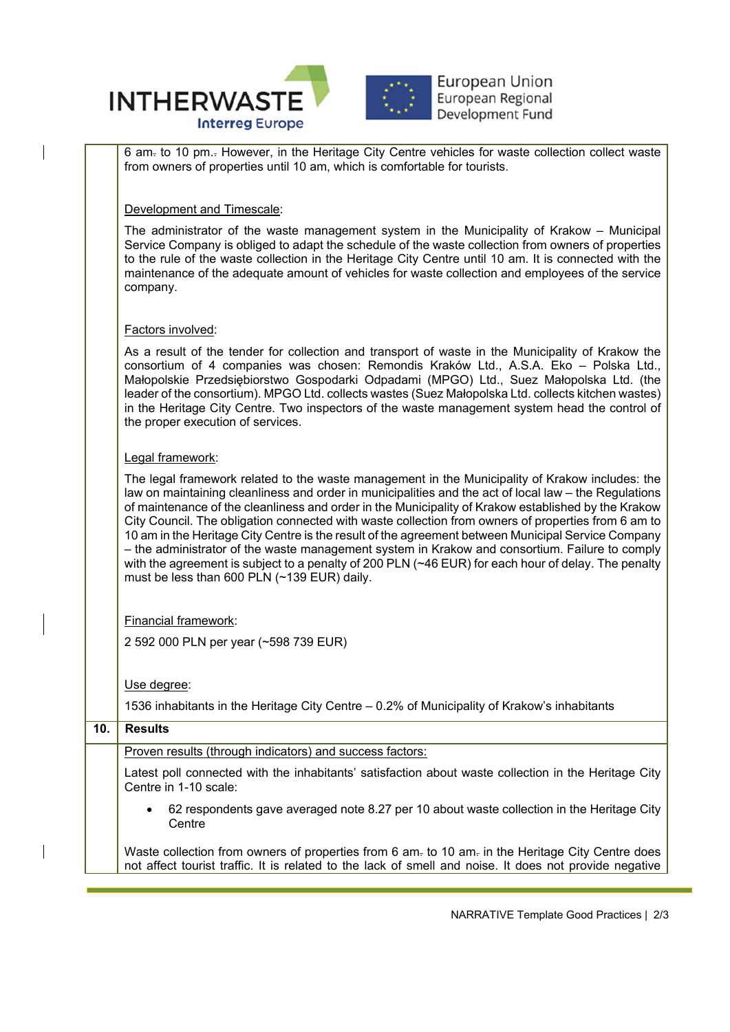6 am. to 10 pm.. However, in the Heritage City Centre vehicles for waste collection collect waste from owners of properties until 10 am, which is comfortable for tourists.

Development and Timescale:

The administrator of the waste management system in the Municipality of Krakow – Municipal Service Company is obliged to adapt the schedule of the waste collection from owners of properties to the rule of the waste collection in the Heritage City Centre until 10 am. It is connected with the maintenance of the adequate amount of vehicles for waste collection and employees of the service company.

Factors involved:

As a result of the tender for collection and transport of waste in the Municipality of Krakow the consortium of 4 companies was chosen: Remondis Kraków Ltd., A.S.A. Eko – Polska Ltd., Małopolskie Przedsiębiorstwo Gospodarki Odpadami (MPGO) Ltd., Suez Małopolska Ltd. (the leader of the consortium). MPGO Ltd. collects wastes (Suez Małopolska Ltd. collects kitchen wastes) in the Heritage City Centre. Two inspectors of the waste management system head the control of the proper execution of services.

Legal framework:

The legal framework related to the waste management in the Municipality of Krakow includes: the law on maintaining cleanliness and order in municipalities and the act of local law – the Regulations of maintenance of the cleanliness and order in the Municipality of Krakow established by the Krakow City Council. The obligation connected with waste collection from owners of properties from 6 am to 10 am in the Heritage City Centre is the result of the agreement between Municipal Service Company – the administrator of the waste management system in Krakow and consortium. Failure to comply with the agreement is subject to a penalty of 200 PLN (~46 EUR) for each hour of delay. The penalty must be less than 600 PLN (~139 EUR) daily.

Financial framework:

2 592 000 PLN per year (~598 739 EUR)

Use degree:

1536 inhabitants in the Heritage City Centre – 0.2% of Municipality of Krakow's inhabitants

## 10. Results

Proven results (through indicators) and success factors:

Latest poll connected with the inhabitants' satisfaction about waste collection in the Heritage City Centre in 1-10 scale:

- 62 respondents gave averaged note 8.27 per 10 about waste collection in the Heritage City Centre

Waste collection from owners of properties from 6 am. to 10 am. in the Heritage City Centre does not affect tourist traffic. It is related to the lack of smell and noise. It does not provide negative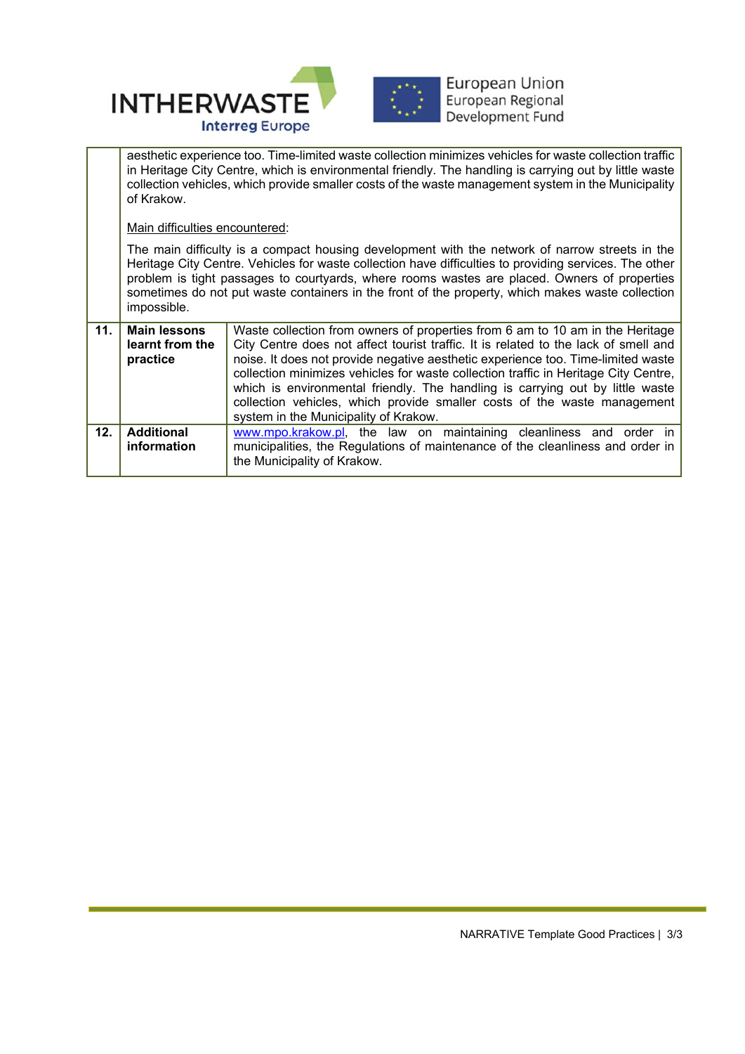| | | |
|---|---|---|
| | | aesthetic experience too. Time-limited waste collection minimizes vehicles for waste collection traffic in Heritage City Centre, which is environmental friendly. The handling is carrying out by little waste collection vehicles, which provide smaller costs of the waste management system in the Municipality of Krakow.<br><br>Main difficulties encountered:<br><br>The main difficulty is a compact housing development with the network of narrow streets in the Heritage City Centre. Vehicles for waste collection have difficulties to providing services. The other problem is tight passages to courtyards, where rooms wastes are placed. Owners of properties sometimes do not put waste containers in the front of the property, which makes waste collection impossible. |
| **11.** | **Main lessons learnt from the practice** | Waste collection from owners of properties from 6 am to 10 am in the Heritage City Centre does not affect tourist traffic. It is related to the lack of smell and noise. It does not provide negative aesthetic experience too. Time-limited waste collection minimizes vehicles for waste collection traffic in Heritage City Centre, which is environmental friendly. The handling is carrying out by little waste collection vehicles, which provide smaller costs of the waste management system in the Municipality of Krakow. |
| **12.** | **Additional information** | www.mpo.krakow.pl, the law on maintaining cleanliness and order in municipalities, the Regulations of maintenance of the cleanliness and order in the Municipality of Krakow. |